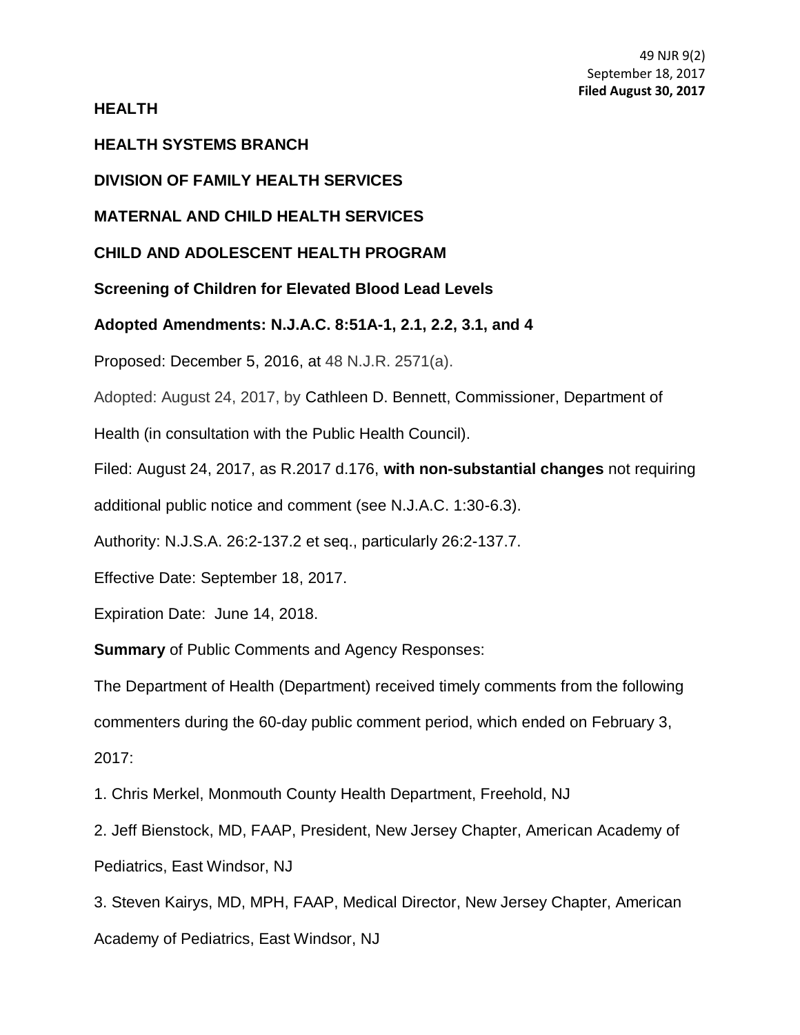49 NJR 9(2)
September 18, 2017
**Filed August 30, 2017**

**HEALTH**

**HEALTH SYSTEMS BRANCH**

**DIVISION OF FAMILY HEALTH SERVICES**

**MATERNAL AND CHILD HEALTH SERVICES**

**CHILD AND ADOLESCENT HEALTH PROGRAM**

**Screening of Children for Elevated Blood Lead Levels**

**Adopted Amendments: N.J.A.C. 8:51A-1, 2.1, 2.2, 3.1, and 4**

Proposed: December 5, 2016, at 48 N.J.R. 2571(a).

Adopted: August 24, 2017, by Cathleen D. Bennett, Commissioner, Department of Health (in consultation with the Public Health Council).

Filed: August 24, 2017, as R.2017 d.176, **with non-substantial changes** not requiring additional public notice and comment (see N.J.A.C. 1:30-6.3).

Authority: N.J.S.A. 26:2-137.2 et seq., particularly 26:2-137.7.

Effective Date: September 18, 2017.

Expiration Date: June 14, 2018.

**Summary** of Public Comments and Agency Responses:

The Department of Health (Department) received timely comments from the following commenters during the 60-day public comment period, which ended on February 3, 2017:

1. Chris Merkel, Monmouth County Health Department, Freehold, NJ

2. Jeff Bienstock, MD, FAAP, President, New Jersey Chapter, American Academy of Pediatrics, East Windsor, NJ

3. Steven Kairys, MD, MPH, FAAP, Medical Director, New Jersey Chapter, American Academy of Pediatrics, East Windsor, NJ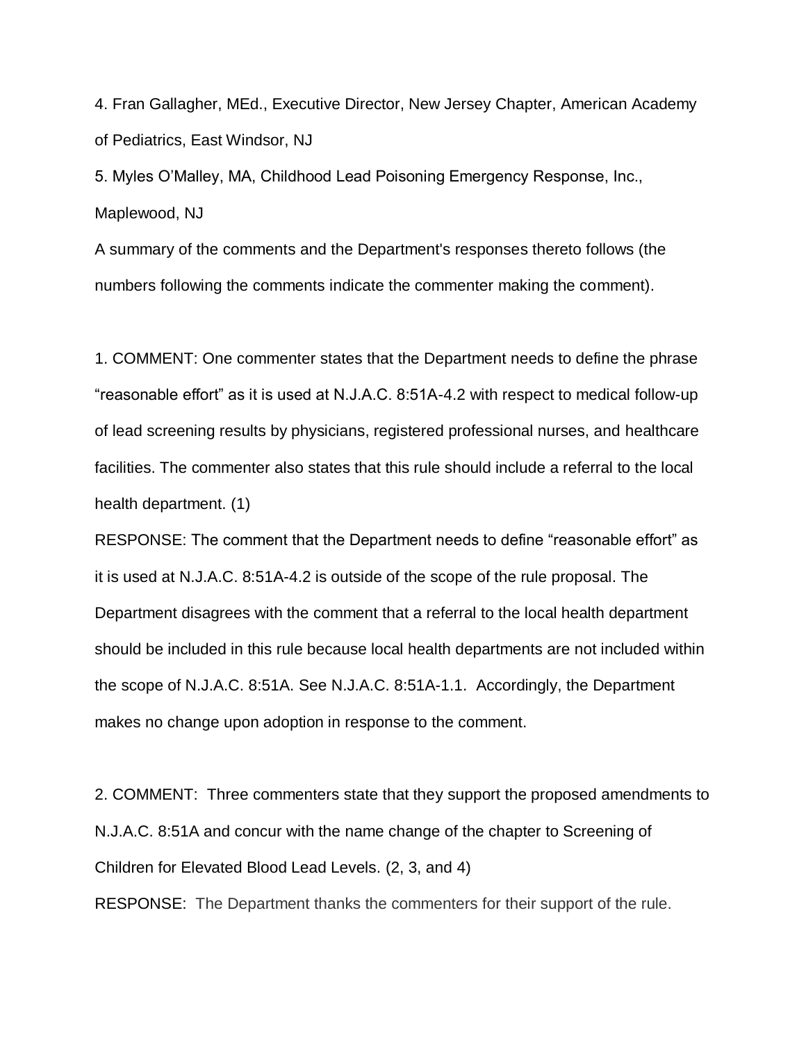4. Fran Gallagher, MEd., Executive Director, New Jersey Chapter, American Academy of Pediatrics, East Windsor, NJ

5. Myles O'Malley, MA, Childhood Lead Poisoning Emergency Response, Inc., Maplewood, NJ

A summary of the comments and the Department's responses thereto follows (the numbers following the comments indicate the commenter making the comment).

1. COMMENT: One commenter states that the Department needs to define the phrase "reasonable effort" as it is used at N.J.A.C. 8:51A-4.2 with respect to medical follow-up of lead screening results by physicians, registered professional nurses, and healthcare facilities. The commenter also states that this rule should include a referral to the local health department. (1)

RESPONSE: The comment that the Department needs to define "reasonable effort" as it is used at N.J.A.C. 8:51A-4.2 is outside of the scope of the rule proposal. The Department disagrees with the comment that a referral to the local health department should be included in this rule because local health departments are not included within the scope of N.J.A.C. 8:51A. See N.J.A.C. 8:51A-1.1. Accordingly, the Department makes no change upon adoption in response to the comment.

2. COMMENT: Three commenters state that they support the proposed amendments to N.J.A.C. 8:51A and concur with the name change of the chapter to Screening of Children for Elevated Blood Lead Levels. (2, 3, and 4)

RESPONSE: The Department thanks the commenters for their support of the rule.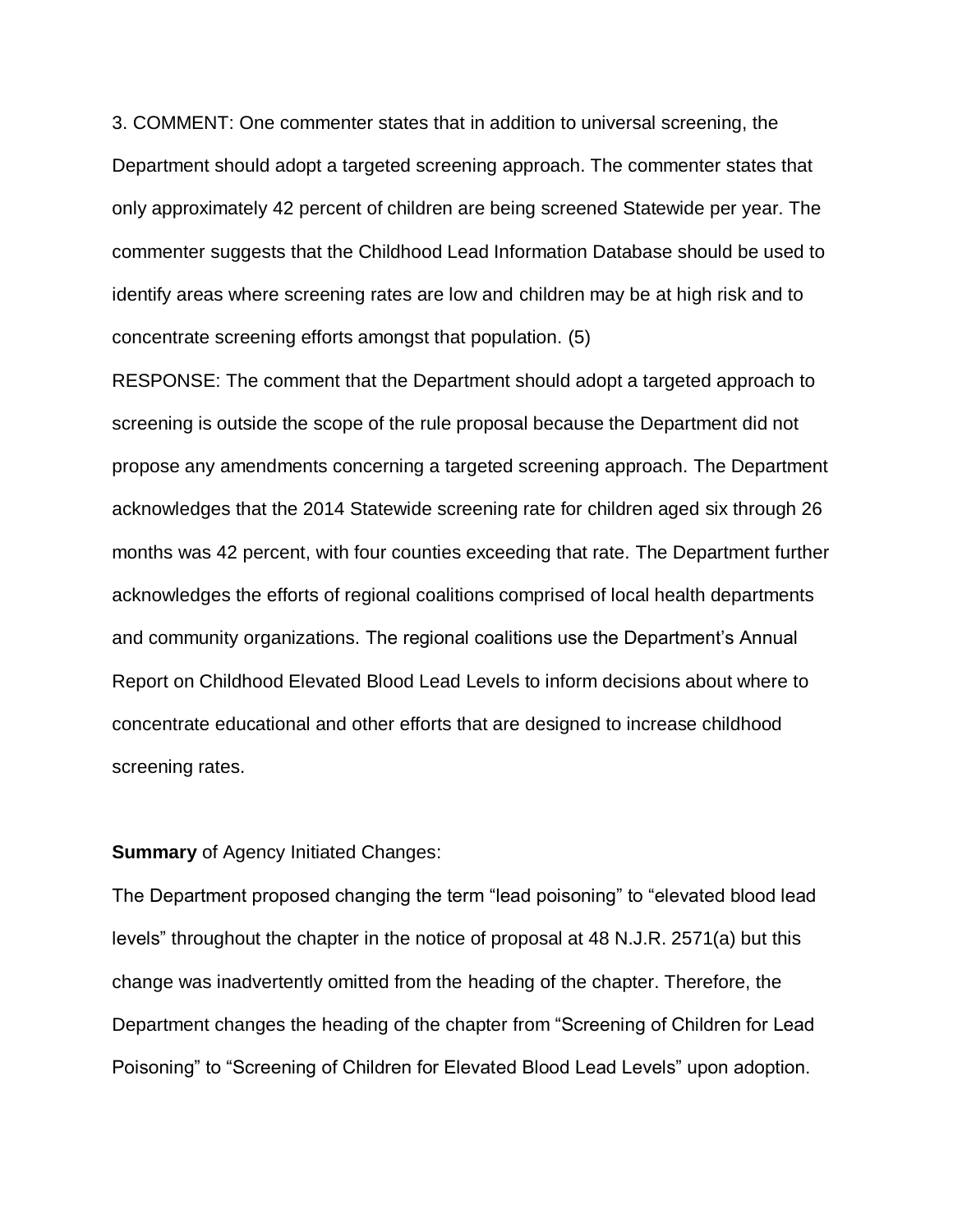3. COMMENT: One commenter states that in addition to universal screening, the Department should adopt a targeted screening approach. The commenter states that only approximately 42 percent of children are being screened Statewide per year. The commenter suggests that the Childhood Lead Information Database should be used to identify areas where screening rates are low and children may be at high risk and to concentrate screening efforts amongst that population. (5)

RESPONSE: The comment that the Department should adopt a targeted approach to screening is outside the scope of the rule proposal because the Department did not propose any amendments concerning a targeted screening approach. The Department acknowledges that the 2014 Statewide screening rate for children aged six through 26 months was 42 percent, with four counties exceeding that rate. The Department further acknowledges the efforts of regional coalitions comprised of local health departments and community organizations. The regional coalitions use the Department's Annual Report on Childhood Elevated Blood Lead Levels to inform decisions about where to concentrate educational and other efforts that are designed to increase childhood screening rates.

**Summary** of Agency Initiated Changes:

The Department proposed changing the term "lead poisoning" to "elevated blood lead levels" throughout the chapter in the notice of proposal at 48 N.J.R. 2571(a) but this change was inadvertently omitted from the heading of the chapter. Therefore, the Department changes the heading of the chapter from "Screening of Children for Lead Poisoning" to "Screening of Children for Elevated Blood Lead Levels" upon adoption.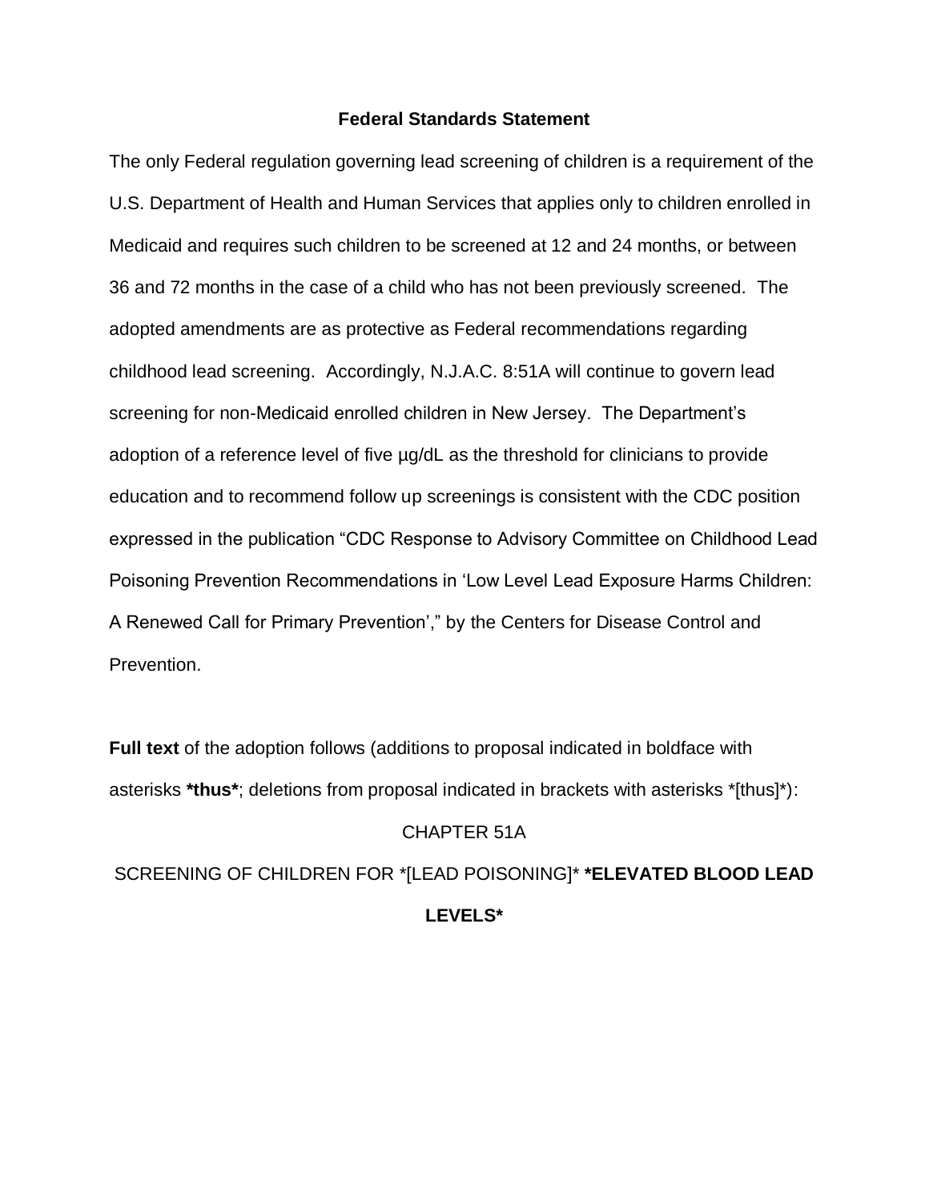**Federal Standards Statement**

The only Federal regulation governing lead screening of children is a requirement of the U.S. Department of Health and Human Services that applies only to children enrolled in Medicaid and requires such children to be screened at 12 and 24 months, or between 36 and 72 months in the case of a child who has not been previously screened. The adopted amendments are as protective as Federal recommendations regarding childhood lead screening. Accordingly, N.J.A.C. 8:51A will continue to govern lead screening for non-Medicaid enrolled children in New Jersey. The Department's adoption of a reference level of five µg/dL as the threshold for clinicians to provide education and to recommend follow up screenings is consistent with the CDC position expressed in the publication "CDC Response to Advisory Committee on Childhood Lead Poisoning Prevention Recommendations in 'Low Level Lead Exposure Harms Children: A Renewed Call for Primary Prevention'," by the Centers for Disease Control and Prevention.

**Full text** of the adoption follows (additions to proposal indicated in boldface with asterisks ***thus***; deletions from proposal indicated in brackets with asterisks *[thus]*):

CHAPTER 51A

SCREENING OF CHILDREN FOR *[LEAD POISONING]* ***ELEVATED BLOOD LEAD LEVELS***